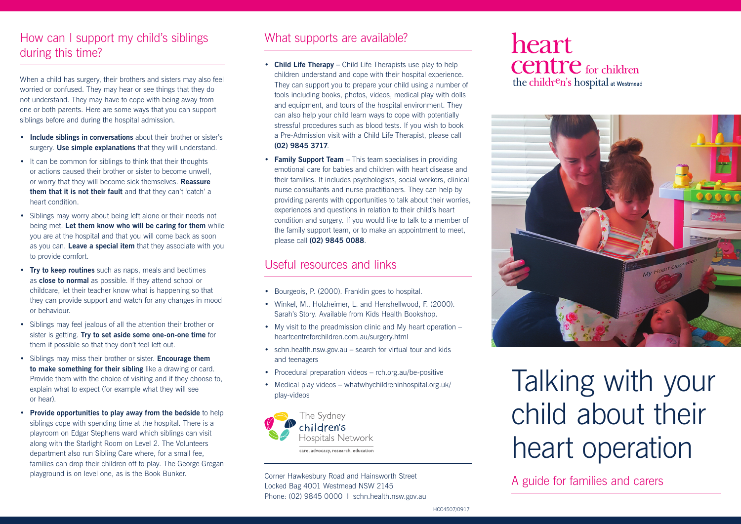## How can I support my child's siblings during this time?

When a child has surgery, their brothers and sisters may also feel worried or confused. They may hear or see things that they do not understand. They may have to cope with being away from one or both parents. Here are some ways that you can support siblings before and during the hospital admission.

- **Include siblings in conversations** about their brother or sister's surgery. **Use simple explanations** that they will understand.
- It can be common for siblings to think that their thoughts or actions caused their brother or sister to become unwell, or worry that they will become sick themselves. **Reassure them that it is not their fault** and that they can't 'catch' a heart condition.
- Siblings may worry about being left alone or their needs not being met. **Let them know who will be caring for them** while you are at the hospital and that you will come back as soon as you can. **Leave a special item** that they associate with you to provide comfort.
- **Try to keep routines** such as naps, meals and bedtimes as **close to normal** as possible. If they attend school or childcare, let their teacher know what is happening so that they can provide support and watch for any changes in mood or behaviour.
- Siblings may feel jealous of all the attention their brother or sister is getting. **Try to set aside some one-on-one time** for them if possible so that they don't feel left out.
- Siblings may miss their brother or sister. **Encourage them to make something for their sibling** like a drawing or card. Provide them with the choice of visiting and if they choose to, explain what to expect (for example what they will see or hear).
- **Provide opportunities to play away from the bedside** to help siblings cope with spending time at the hospital. There is a playroom on Edgar Stephens ward which siblings can visit along with the Starlight Room on Level 2. The Volunteers department also run Sibling Care where, for a small fee, families can drop their children off to play. The George Gregan playground is on level one, as is the Book Bunker.

## What supports are available?

- **Child Life Therapy** – Child Life Therapists use play to help children understand and cope with their hospital experience. They can support you to prepare your child using a number of tools including books, photos, videos, medical play with dolls and equipment, and tours of the hospital environment. They can also help your child learn ways to cope with potentially stressful procedures such as blood tests. If you wish to book a Pre-Admission visit with a Child Life Therapist, please call **(02) 9845 3717**.
- **Family Support Team** – This team specialises in providing emotional care for babies and children with heart disease and their families. It includes psychologists, social workers, clinical nurse consultants and nurse practitioners. They can help by providing parents with opportunities to talk about their worries, experiences and questions in relation to their child's heart condition and surgery. If you would like to talk to a member of the family support team, or to make an appointment to meet, please call **(02) 9845 0088**.

## Useful resources and links

- Bourgeois, P. (2000). Franklin goes to hospital.
- Winkel, M., Holzheimer, L. and Henshellwood, F. (2000). Sarah's Story. Available from Kids Health Bookshop.
- My visit to the preadmission clinic and My heart operation – heartcentreforchildren.com.au/surgery.html
- schn.health.nsw.gov.au – search for virtual tour and kids and teenagers
- Procedural preparation videos – rch.org.au/be-positive
- Medical play videos – whatwhychildreninhospital.org.uk/play-videos

The Sydney children's Hospitals Network
care, advocacy, research, education

Corner Hawkesbury Road and Hainsworth Street
Locked Bag 4001 Westmead NSW 2145
Phone: (02) 9845 0000 | schn.health.nsw.gov.au

HCC4507/0917

heart centre for children
the children's hospital at Westmead

# Talking with your child about their heart operation

A guide for families and carers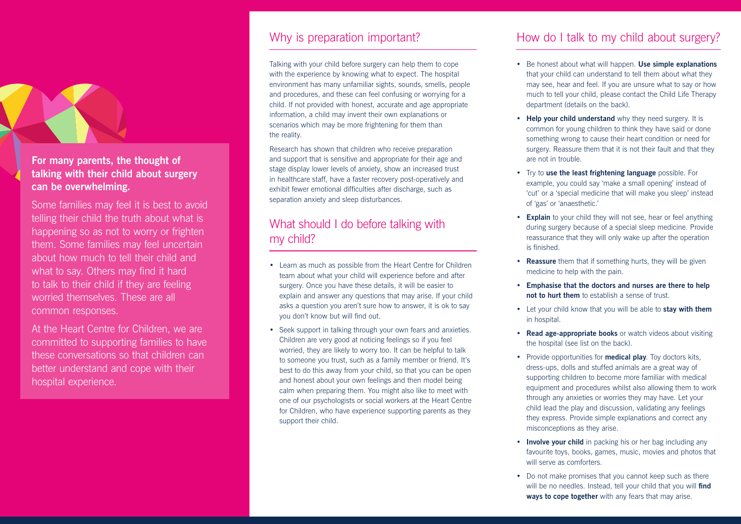**For many parents, the thought of talking with their child about surgery can be overwhelming.**

Some families may feel it is best to avoid telling their child the truth about what is happening so as not to worry or frighten them. Some families may feel uncertain about how much to tell their child and what to say. Others may find it hard to talk to their child if they are feeling worried themselves. These are all common responses.

At the Heart Centre for Children, we are committed to supporting families to have these conversations so that children can better understand and cope with their hospital experience.

## Why is preparation important?

Talking with your child before surgery can help them to cope with the experience by knowing what to expect. The hospital environment has many unfamiliar sights, sounds, smells, people and procedures, and these can feel confusing or worrying for a child. If not provided with honest, accurate and age appropriate information, a child may invent their own explanations or scenarios which may be more frightening for them than the reality.

Research has shown that children who receive preparation and support that is sensitive and appropriate for their age and stage display lower levels of anxiety, show an increased trust in healthcare staff, have a faster recovery post-operatively and exhibit fewer emotional difficulties after discharge, such as separation anxiety and sleep disturbances.

## What should I do before talking with my child?

- Learn as much as possible from the Heart Centre for Children team about what your child will experience before and after surgery. Once you have these details, it will be easier to explain and answer any questions that may arise. If your child asks a question you aren't sure how to answer, it is ok to say you don't know but will find out.
- Seek support in talking through your own fears and anxieties. Children are very good at noticing feelings so if you feel worried, they are likely to worry too. It can be helpful to talk to someone you trust, such as a family member or friend. It's best to do this away from your child, so that you can be open and honest about your own feelings and then model being calm when preparing them. You might also like to meet with one of our psychologists or social workers at the Heart Centre for Children, who have experience supporting parents as they support their child.

## How do I talk to my child about surgery?

- Be honest about what will happen. **Use simple explanations** that your child can understand to tell them about what they may see, hear and feel. If you are unsure what to say or how much to tell your child, please contact the Child Life Therapy department (details on the back).
- **Help your child understand** why they need surgery. It is common for young children to think they have said or done something wrong to cause their heart condition or need for surgery. Reassure them that it is not their fault and that they are not in trouble.
- Try to **use the least frightening language** possible. For example, you could say 'make a small opening' instead of 'cut' or a 'special medicine that will make you sleep' instead of 'gas' or 'anaesthetic.'
- **Explain** to your child they will not see, hear or feel anything during surgery because of a special sleep medicine. Provide reassurance that they will only wake up after the operation is finished.
- **Reassure** them that if something hurts, they will be given medicine to help with the pain.
- **Emphasise that the doctors and nurses are there to help not to hurt them** to establish a sense of trust.
- Let your child know that you will be able to **stay with them** in hospital.
- **Read age-appropriate books** or watch videos about visiting the hospital (see list on the back).
- Provide opportunities for **medical play**. Toy doctors kits, dress-ups, dolls and stuffed animals are a great way of supporting children to become more familiar with medical equipment and procedures whilst also allowing them to work through any anxieties or worries they may have. Let your child lead the play and discussion, validating any feelings they express. Provide simple explanations and correct any misconceptions as they arise.
- **Involve your child** in packing his or her bag including any favourite toys, books, games, music, movies and photos that will serve as comforters.
- Do not make promises that you cannot keep such as there will be no needles. Instead, tell your child that you will **find ways to cope together** with any fears that may arise.